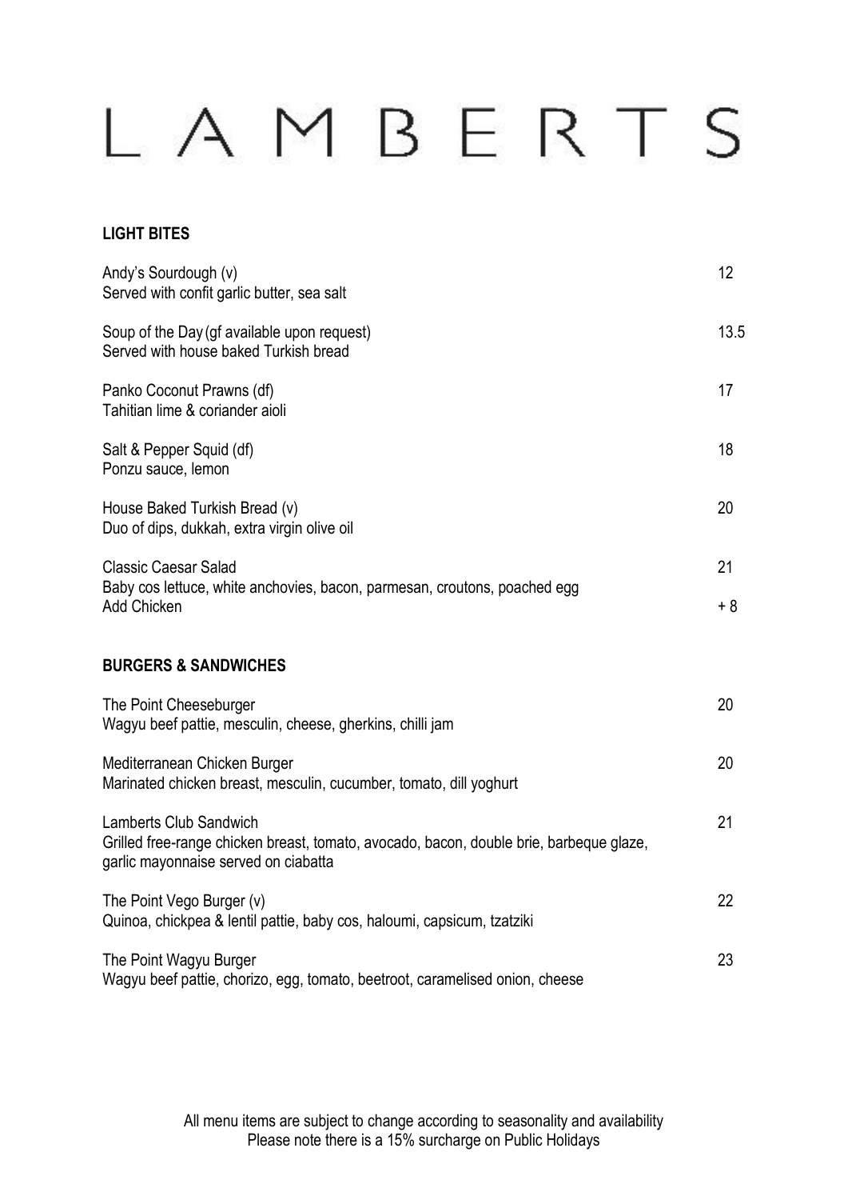# LAMBERTS

## LIGHT BITES

| | |
|---|---|
| Andy's Sourdough (v)<br>Served with confit garlic butter, sea salt | 12 |
| Soup of the Day (gf available upon request)<br>Served with house baked Turkish bread | 13.5 |
| Panko Coconut Prawns (df)<br>Tahitian lime & coriander aioli | 17 |
| Salt & Pepper Squid (df)<br>Ponzu sauce, lemon | 18 |
| House Baked Turkish Bread (v)<br>Duo of dips, dukkah, extra virgin olive oil | 20 |
| Classic Caesar Salad<br>Baby cos lettuce, white anchovies, bacon, parmesan, croutons, poached egg | 21 |
| Add Chicken | + 8 |

## BURGERS & SANDWICHES

| | |
|---|---|
| The Point Cheeseburger<br>Wagyu beef pattie, mesculin, cheese, gherkins, chilli jam | 20 |
| Mediterranean Chicken Burger<br>Marinated chicken breast, mesculin, cucumber, tomato, dill yoghurt | 20 |
| Lamberts Club Sandwich<br>Grilled free-range chicken breast, tomato, avocado, bacon, double brie, barbeque glaze, garlic mayonnaise served on ciabatta | 21 |
| The Point Vego Burger (v)<br>Quinoa, chickpea & lentil pattie, baby cos, haloumi, capsicum, tzatziki | 22 |
| The Point Wagyu Burger<br>Wagyu beef pattie, chorizo, egg, tomato, beetroot, caramelised onion, cheese | 23 |

All menu items are subject to change according to seasonality and availability
Please note there is a 15% surcharge on Public Holidays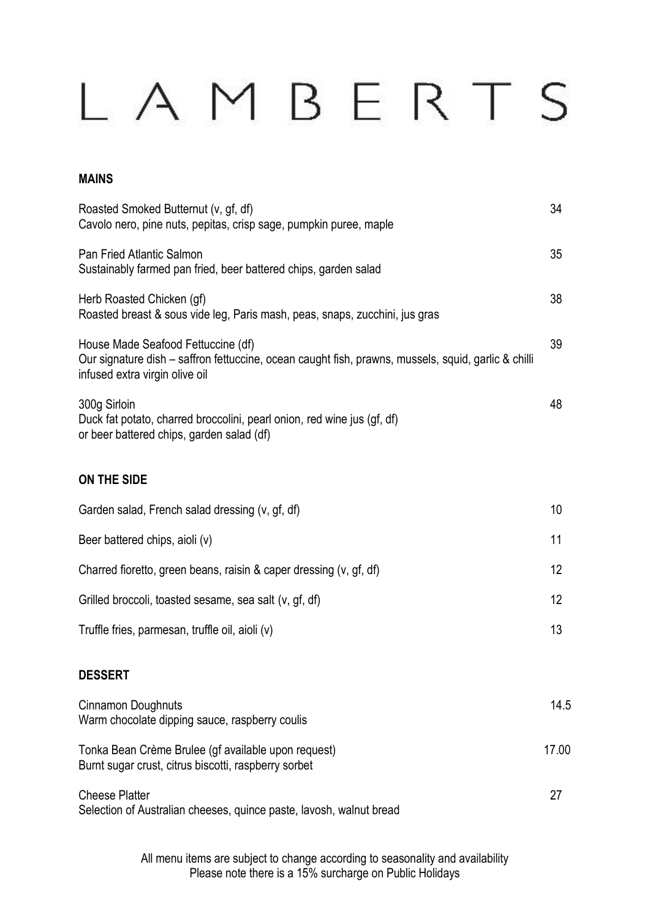# LAMBERTS

## MAINS

| | |
|---|---|
| Roasted Smoked Butternut (v, gf, df)<br>Cavolo nero, pine nuts, pepitas, crisp sage, pumpkin puree, maple | 34 |
| Pan Fried Atlantic Salmon<br>Sustainably farmed pan fried, beer battered chips, garden salad | 35 |
| Herb Roasted Chicken (gf)<br>Roasted breast & sous vide leg, Paris mash, peas, snaps, zucchini, jus gras | 38 |
| House Made Seafood Fettuccine (df)<br>Our signature dish – saffron fettuccine, ocean caught fish, prawns, mussels, squid, garlic & chilli infused extra virgin olive oil | 39 |
| 300g Sirloin<br>Duck fat potato, charred broccolini, pearl onion, red wine jus (gf, df)<br>or beer battered chips, garden salad (df) | 48 |

## ON THE SIDE

| | |
|---|---|
| Garden salad, French salad dressing (v, gf, df) | 10 |
| Beer battered chips, aioli (v) | 11 |
| Charred fioretto, green beans, raisin & caper dressing (v, gf, df) | 12 |
| Grilled broccoli, toasted sesame, sea salt (v, gf, df) | 12 |
| Truffle fries, parmesan, truffle oil, aioli (v) | 13 |

## DESSERT

| | |
|---|---|
| Cinnamon Doughnuts<br>Warm chocolate dipping sauce, raspberry coulis | 14.5 |
| Tonka Bean Crème Brulee (gf available upon request)<br>Burnt sugar crust, citrus biscotti, raspberry sorbet | 17.00 |
| Cheese Platter<br>Selection of Australian cheeses, quince paste, lavosh, walnut bread | 27 |

All menu items are subject to change according to seasonality and availability
Please note there is a 15% surcharge on Public Holidays